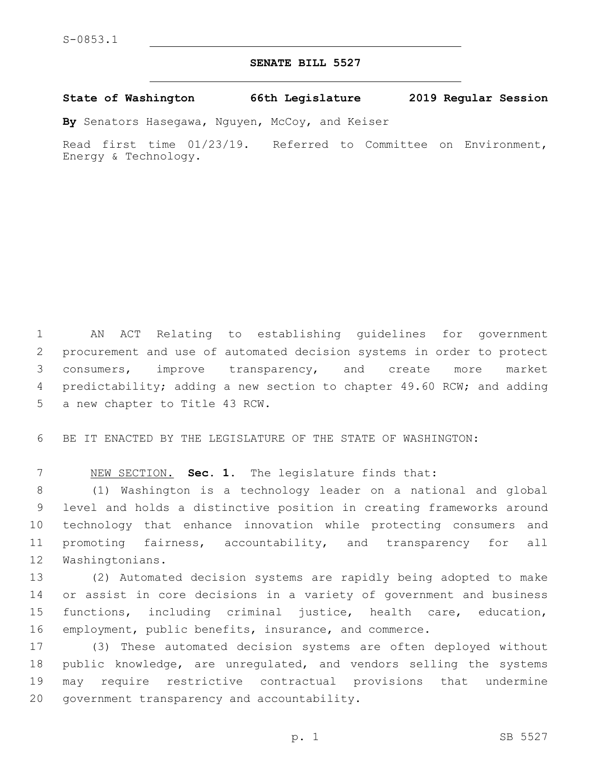S-0853.1

# SENATE BILL 5527

**State of Washington 66th Legislature 2019 Regular Session**

**By** Senators Hasegawa, Nguyen, McCoy, and Keiser

Read first time 01/23/19. Referred to Committee on Environment, Energy & Technology.

AN ACT Relating to establishing guidelines for government procurement and use of automated decision systems in order to protect consumers, improve transparency, and create more market predictability; adding a new section to chapter 49.60 RCW; and adding a new chapter to Title 43 RCW.

BE IT ENACTED BY THE LEGISLATURE OF THE STATE OF WASHINGTON:

NEW SECTION. **Sec. 1.** The legislature finds that:

(1) Washington is a technology leader on a national and global level and holds a distinctive position in creating frameworks around technology that enhance innovation while protecting consumers and promoting fairness, accountability, and transparency for all Washingtonians.

(2) Automated decision systems are rapidly being adopted to make or assist in core decisions in a variety of government and business functions, including criminal justice, health care, education, employment, public benefits, insurance, and commerce.

(3) These automated decision systems are often deployed without public knowledge, are unregulated, and vendors selling the systems may require restrictive contractual provisions that undermine government transparency and accountability.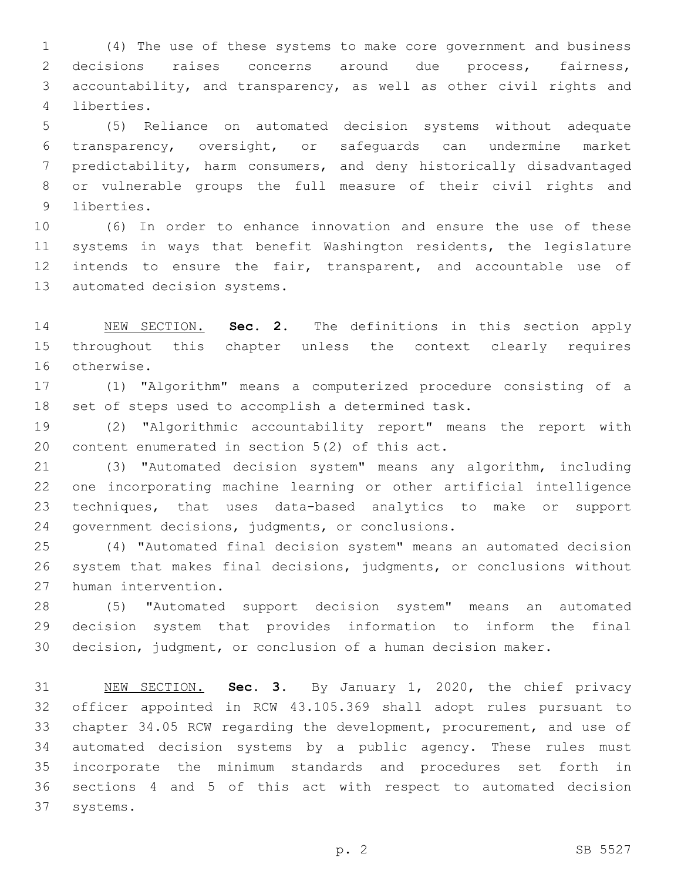(4) The use of these systems to make core government and business decisions raises concerns around due process, fairness, accountability, and transparency, as well as other civil rights and liberties.

(5) Reliance on automated decision systems without adequate transparency, oversight, or safeguards can undermine market predictability, harm consumers, and deny historically disadvantaged or vulnerable groups the full measure of their civil rights and liberties.

(6) In order to enhance innovation and ensure the use of these systems in ways that benefit Washington residents, the legislature intends to ensure the fair, transparent, and accountable use of automated decision systems.

NEW SECTION. **Sec. 2.** The definitions in this section apply throughout this chapter unless the context clearly requires otherwise.

(1) "Algorithm" means a computerized procedure consisting of a set of steps used to accomplish a determined task.

(2) "Algorithmic accountability report" means the report with content enumerated in section 5(2) of this act.

(3) "Automated decision system" means any algorithm, including one incorporating machine learning or other artificial intelligence techniques, that uses data-based analytics to make or support government decisions, judgments, or conclusions.

(4) "Automated final decision system" means an automated decision system that makes final decisions, judgments, or conclusions without human intervention.

(5) "Automated support decision system" means an automated decision system that provides information to inform the final decision, judgment, or conclusion of a human decision maker.

NEW SECTION. **Sec. 3.** By January 1, 2020, the chief privacy officer appointed in RCW 43.105.369 shall adopt rules pursuant to chapter 34.05 RCW regarding the development, procurement, and use of automated decision systems by a public agency. These rules must incorporate the minimum standards and procedures set forth in sections 4 and 5 of this act with respect to automated decision systems.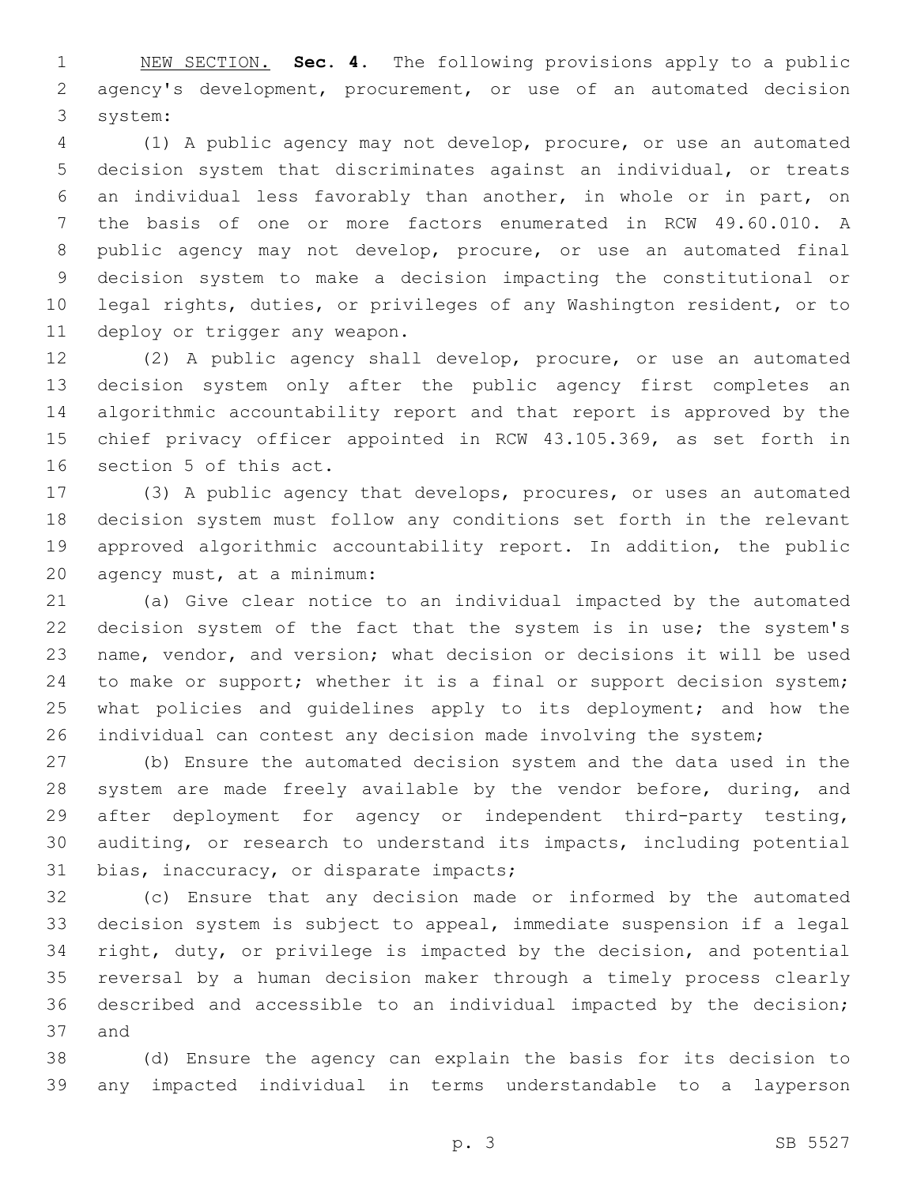NEW SECTION. **Sec. 4.** The following provisions apply to a public agency's development, procurement, or use of an automated decision system:

(1) A public agency may not develop, procure, or use an automated decision system that discriminates against an individual, or treats an individual less favorably than another, in whole or in part, on the basis of one or more factors enumerated in RCW 49.60.010. A public agency may not develop, procure, or use an automated final decision system to make a decision impacting the constitutional or legal rights, duties, or privileges of any Washington resident, or to deploy or trigger any weapon.

(2) A public agency shall develop, procure, or use an automated decision system only after the public agency first completes an algorithmic accountability report and that report is approved by the chief privacy officer appointed in RCW 43.105.369, as set forth in section 5 of this act.

(3) A public agency that develops, procures, or uses an automated decision system must follow any conditions set forth in the relevant approved algorithmic accountability report. In addition, the public agency must, at a minimum:

(a) Give clear notice to an individual impacted by the automated decision system of the fact that the system is in use; the system's name, vendor, and version; what decision or decisions it will be used to make or support; whether it is a final or support decision system; what policies and guidelines apply to its deployment; and how the individual can contest any decision made involving the system;

(b) Ensure the automated decision system and the data used in the system are made freely available by the vendor before, during, and after deployment for agency or independent third-party testing, auditing, or research to understand its impacts, including potential bias, inaccuracy, or disparate impacts;

(c) Ensure that any decision made or informed by the automated decision system is subject to appeal, immediate suspension if a legal right, duty, or privilege is impacted by the decision, and potential reversal by a human decision maker through a timely process clearly described and accessible to an individual impacted by the decision; and

(d) Ensure the agency can explain the basis for its decision to any impacted individual in terms understandable to a layperson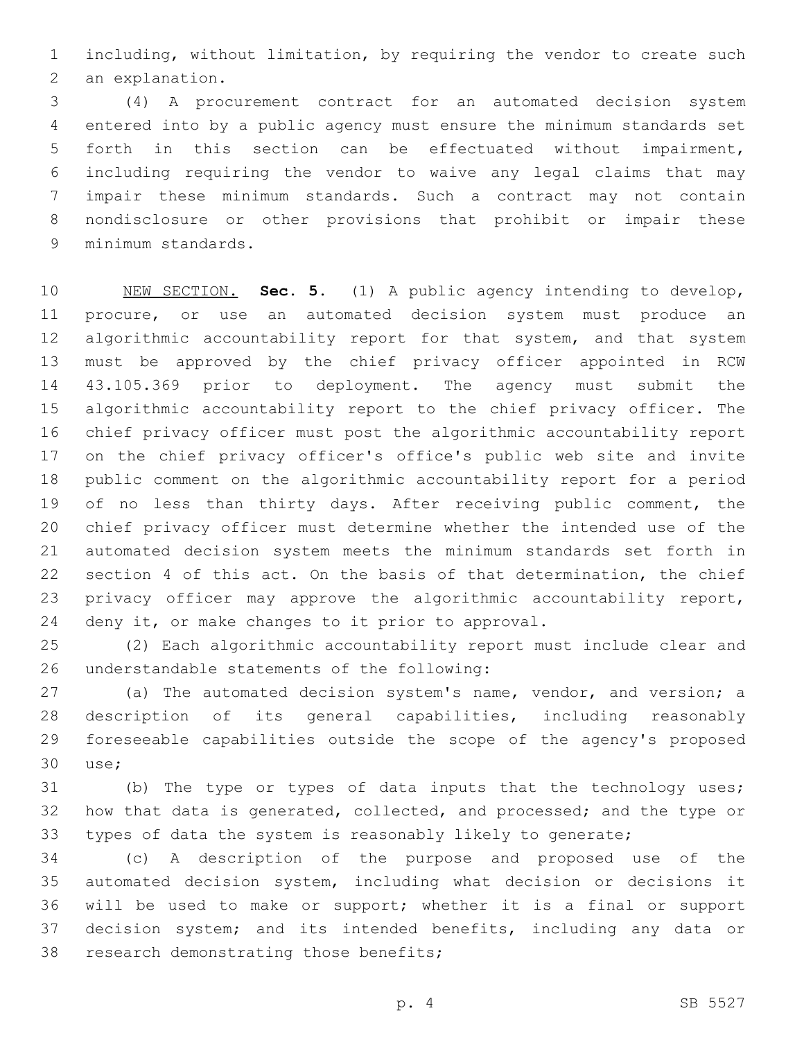including, without limitation, by requiring the vendor to create such an explanation.

(4) A procurement contract for an automated decision system entered into by a public agency must ensure the minimum standards set forth in this section can be effectuated without impairment, including requiring the vendor to waive any legal claims that may impair these minimum standards. Such a contract may not contain nondisclosure or other provisions that prohibit or impair these minimum standards.

NEW SECTION. **Sec. 5.** (1) A public agency intending to develop, procure, or use an automated decision system must produce an algorithmic accountability report for that system, and that system must be approved by the chief privacy officer appointed in RCW 43.105.369 prior to deployment. The agency must submit the algorithmic accountability report to the chief privacy officer. The chief privacy officer must post the algorithmic accountability report on the chief privacy officer's office's public web site and invite public comment on the algorithmic accountability report for a period of no less than thirty days. After receiving public comment, the chief privacy officer must determine whether the intended use of the automated decision system meets the minimum standards set forth in section 4 of this act. On the basis of that determination, the chief privacy officer may approve the algorithmic accountability report, deny it, or make changes to it prior to approval.

(2) Each algorithmic accountability report must include clear and understandable statements of the following:

(a) The automated decision system's name, vendor, and version; a description of its general capabilities, including reasonably foreseeable capabilities outside the scope of the agency's proposed use;

(b) The type or types of data inputs that the technology uses; how that data is generated, collected, and processed; and the type or types of data the system is reasonably likely to generate;

(c) A description of the purpose and proposed use of the automated decision system, including what decision or decisions it will be used to make or support; whether it is a final or support decision system; and its intended benefits, including any data or research demonstrating those benefits;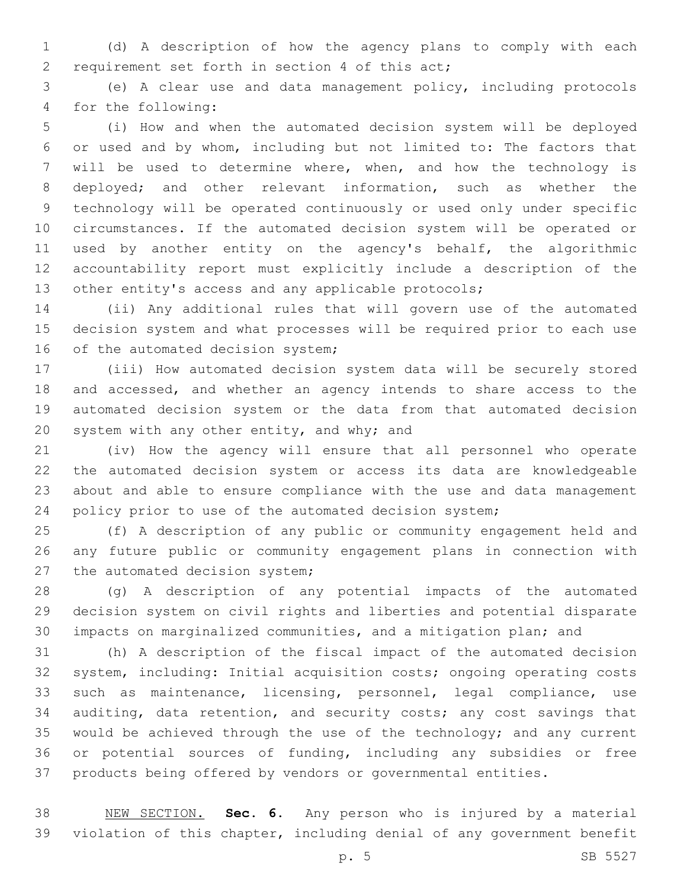(d) A description of how the agency plans to comply with each requirement set forth in section 4 of this act;

(e) A clear use and data management policy, including protocols for the following:

(i) How and when the automated decision system will be deployed or used and by whom, including but not limited to: The factors that will be used to determine where, when, and how the technology is deployed; and other relevant information, such as whether the technology will be operated continuously or used only under specific circumstances. If the automated decision system will be operated or used by another entity on the agency's behalf, the algorithmic accountability report must explicitly include a description of the other entity's access and any applicable protocols;

(ii) Any additional rules that will govern use of the automated decision system and what processes will be required prior to each use of the automated decision system;

(iii) How automated decision system data will be securely stored and accessed, and whether an agency intends to share access to the automated decision system or the data from that automated decision system with any other entity, and why; and

(iv) How the agency will ensure that all personnel who operate the automated decision system or access its data are knowledgeable about and able to ensure compliance with the use and data management policy prior to use of the automated decision system;

(f) A description of any public or community engagement held and any future public or community engagement plans in connection with the automated decision system;

(g) A description of any potential impacts of the automated decision system on civil rights and liberties and potential disparate impacts on marginalized communities, and a mitigation plan; and

(h) A description of the fiscal impact of the automated decision system, including: Initial acquisition costs; ongoing operating costs such as maintenance, licensing, personnel, legal compliance, use auditing, data retention, and security costs; any cost savings that would be achieved through the use of the technology; and any current or potential sources of funding, including any subsidies or free products being offered by vendors or governmental entities.

NEW SECTION. **Sec. 6.** Any person who is injured by a material violation of this chapter, including denial of any government benefit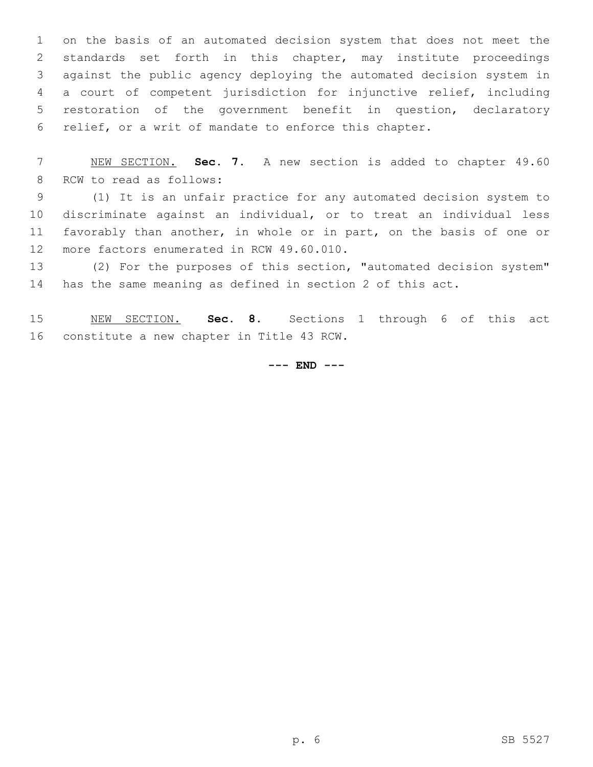on the basis of an automated decision system that does not meet the standards set forth in this chapter, may institute proceedings against the public agency deploying the automated decision system in a court of competent jurisdiction for injunctive relief, including restoration of the government benefit in question, declaratory relief, or a writ of mandate to enforce this chapter.

NEW SECTION. **Sec. 7.** A new section is added to chapter 49.60 RCW to read as follows:

(1) It is an unfair practice for any automated decision system to discriminate against an individual, or to treat an individual less favorably than another, in whole or in part, on the basis of one or more factors enumerated in RCW 49.60.010.

(2) For the purposes of this section, "automated decision system" has the same meaning as defined in section 2 of this act.

NEW SECTION. **Sec. 8.** Sections 1 through 6 of this act constitute a new chapter in Title 43 RCW.

**--- END ---**